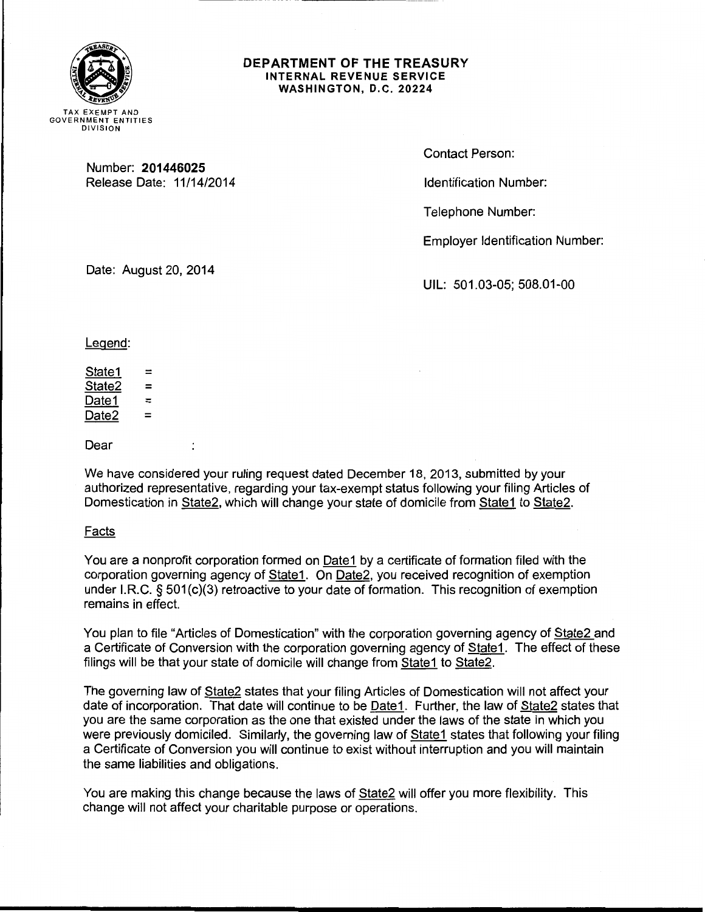**DEPARTMENT OF THE TREASURY**
**INTERNAL REVENUE SERVICE**
**WASHINGTON, D.C. 20224**

TAX EXEMPT AND GOVERNMENT ENTITIES DIVISION

Number: **201446025**
Release Date: 11/14/2014

Contact Person:

Identification Number:

Telephone Number:

Employer Identification Number:

Date: August 20, 2014

UIL: 501.03-05; 508.01-00

Legend:

State1 =
State2 =
Date1 =
Date2 =

Dear :

We have considered your ruling request dated December 18, 2013, submitted by your authorized representative, regarding your tax-exempt status following your filing Articles of Domestication in State2, which will change your state of domicile from State1 to State2.

## Facts

You are a nonprofit corporation formed on Date1 by a certificate of formation filed with the corporation governing agency of State1. On Date2, you received recognition of exemption under I.R.C. § 501(c)(3) retroactive to your date of formation. This recognition of exemption remains in effect.

You plan to file "Articles of Domestication" with the corporation governing agency of State2 and a Certificate of Conversion with the corporation governing agency of State1. The effect of these filings will be that your state of domicile will change from State1 to State2.

The governing law of State2 states that your filing Articles of Domestication will not affect your date of incorporation. That date will continue to be Date1. Further, the law of State2 states that you are the same corporation as the one that existed under the laws of the state in which you were previously domiciled. Similarly, the governing law of State1 states that following your filing a Certificate of Conversion you will continue to exist without interruption and you will maintain the same liabilities and obligations.

You are making this change because the laws of State2 will offer you more flexibility. This change will not affect your charitable purpose or operations.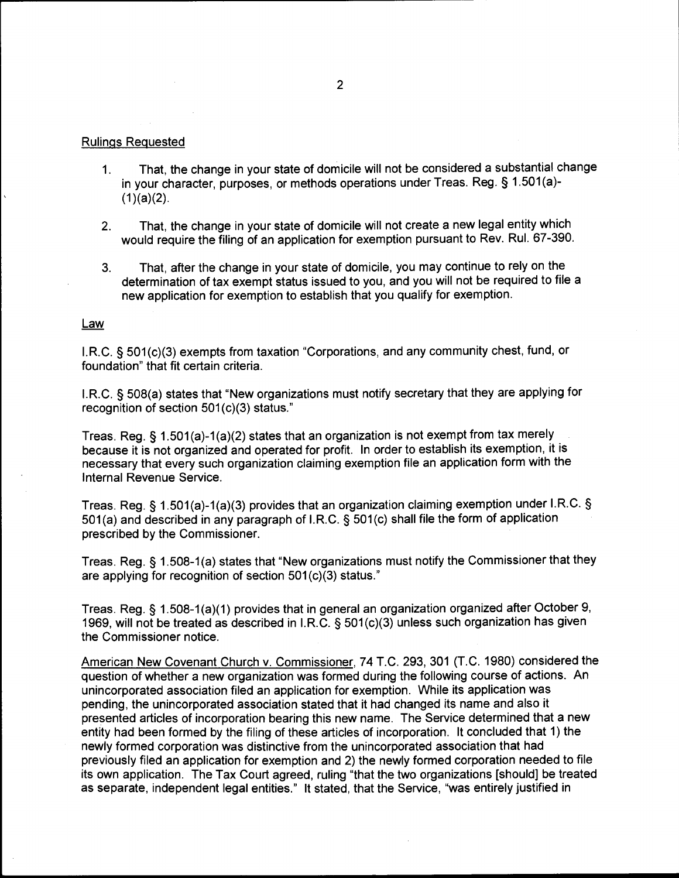Rulings Requested

1. That, the change in your state of domicile will not be considered a substantial change in your character, purposes, or methods operations under Treas. Reg. § 1.501(a)-(1)(a)(2).

2. That, the change in your state of domicile will not create a new legal entity which would require the filing of an application for exemption pursuant to Rev. Rul. 67-390.

3. That, after the change in your state of domicile, you may continue to rely on the determination of tax exempt status issued to you, and you will not be required to file a new application for exemption to establish that you qualify for exemption.

Law

I.R.C. § 501(c)(3) exempts from taxation "Corporations, and any community chest, fund, or foundation" that fit certain criteria.

I.R.C. § 508(a) states that "New organizations must notify secretary that they are applying for recognition of section 501(c)(3) status."

Treas. Reg. § 1.501(a)-1(a)(2) states that an organization is not exempt from tax merely because it is not organized and operated for profit. In order to establish its exemption, it is necessary that every such organization claiming exemption file an application form with the Internal Revenue Service.

Treas. Reg. § 1.501(a)-1(a)(3) provides that an organization claiming exemption under I.R.C. § 501(a) and described in any paragraph of I.R.C. § 501(c) shall file the form of application prescribed by the Commissioner.

Treas. Reg. § 1.508-1(a) states that "New organizations must notify the Commissioner that they are applying for recognition of section 501(c)(3) status."

Treas. Reg. § 1.508-1(a)(1) provides that in general an organization organized after October 9, 1969, will not be treated as described in I.R.C. § 501(c)(3) unless such organization has given the Commissioner notice.

American New Covenant Church v. Commissioner, 74 T.C. 293, 301 (T.C. 1980) considered the question of whether a new organization was formed during the following course of actions. An unincorporated association filed an application for exemption. While its application was pending, the unincorporated association stated that it had changed its name and also it presented articles of incorporation bearing this new name. The Service determined that a new entity had been formed by the filing of these articles of incorporation. It concluded that 1) the newly formed corporation was distinctive from the unincorporated association that had previously filed an application for exemption and 2) the newly formed corporation needed to file its own application. The Tax Court agreed, ruling "that the two organizations [should] be treated as separate, independent legal entities." It stated, that the Service, "was entirely justified in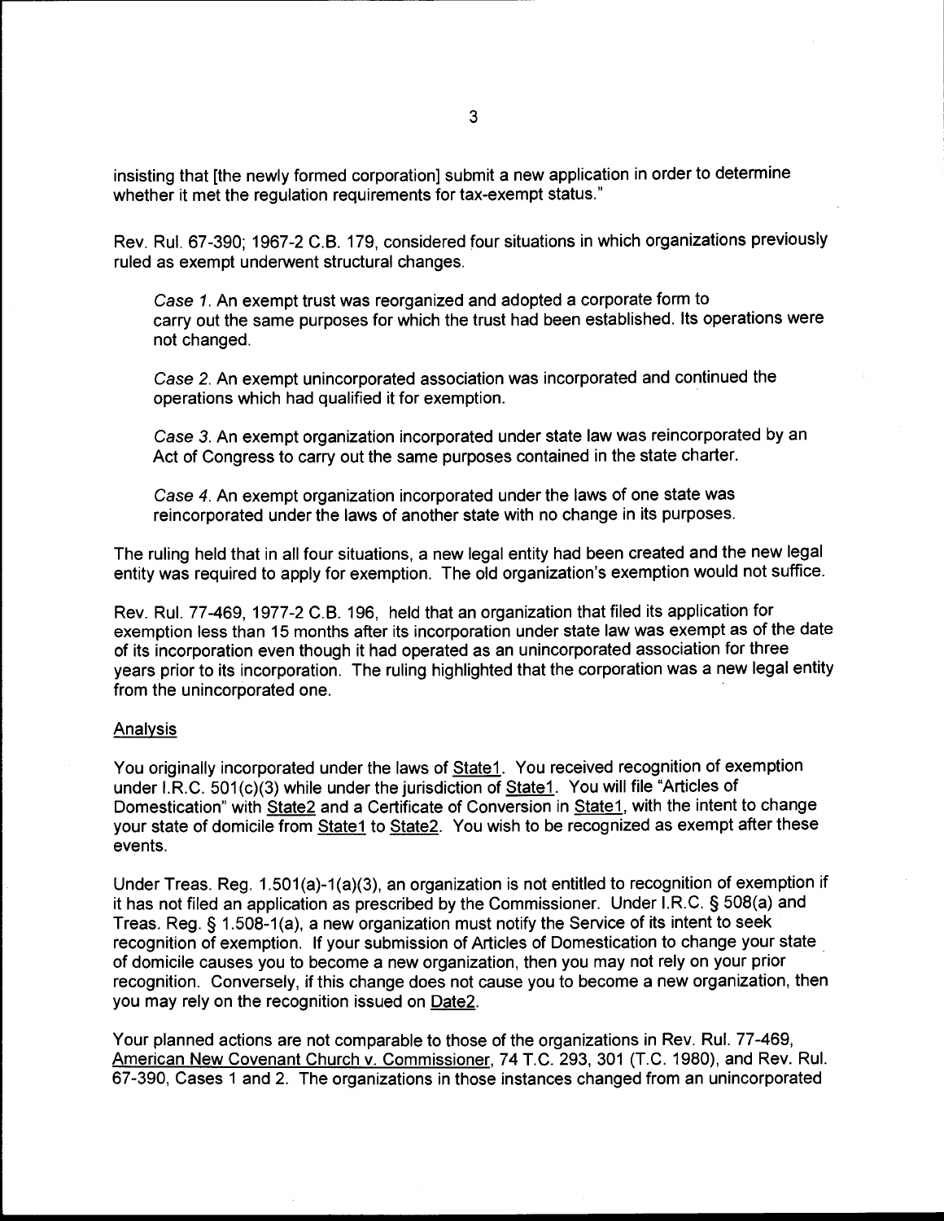insisting that [the newly formed corporation] submit a new application in order to determine whether it met the regulation requirements for tax-exempt status."

Rev. Rul. 67-390; 1967-2 C.B. 179, considered four situations in which organizations previously ruled as exempt underwent structural changes.

> *Case 1*. An exempt trust was reorganized and adopted a corporate form to carry out the same purposes for which the trust had been established. Its operations were not changed.
>
> *Case 2*. An exempt unincorporated association was incorporated and continued the operations which had qualified it for exemption.
>
> *Case 3*. An exempt organization incorporated under state law was reincorporated by an Act of Congress to carry out the same purposes contained in the state charter.
>
> *Case 4*. An exempt organization incorporated under the laws of one state was reincorporated under the laws of another state with no change in its purposes.

The ruling held that in all four situations, a new legal entity had been created and the new legal entity was required to apply for exemption. The old organization's exemption would not suffice.

Rev. Rul. 77-469, 1977-2 C.B. 196, held that an organization that filed its application for exemption less than 15 months after its incorporation under state law was exempt as of the date of its incorporation even though it had operated as an unincorporated association for three years prior to its incorporation. The ruling highlighted that the corporation was a new legal entity from the unincorporated one.

<u>Analysis</u>

You originally incorporated under the laws of <u>State1</u>. You received recognition of exemption under I.R.C. 501(c)(3) while under the jurisdiction of <u>State1</u>. You will file "Articles of Domestication" with <u>State2</u> and a Certificate of Conversion in <u>State1</u>, with the intent to change your state of domicile from <u>State1</u> to <u>State2</u>. You wish to be recognized as exempt after these events.

Under Treas. Reg. 1.501(a)-1(a)(3), an organization is not entitled to recognition of exemption if it has not filed an application as prescribed by the Commissioner. Under I.R.C. § 508(a) and Treas. Reg. § 1.508-1(a), a new organization must notify the Service of its intent to seek recognition of exemption. If your submission of Articles of Domestication to change your state of domicile causes you to become a new organization, then you may not rely on your prior recognition. Conversely, if this change does not cause you to become a new organization, then you may rely on the recognition issued on <u>Date2</u>.

Your planned actions are not comparable to those of the organizations in Rev. Rul. 77-469, <u>American New Covenant Church v. Commissioner</u>, 74 T.C. 293, 301 (T.C. 1980), and Rev. Rul. 67-390, Cases 1 and 2. The organizations in those instances changed from an unincorporated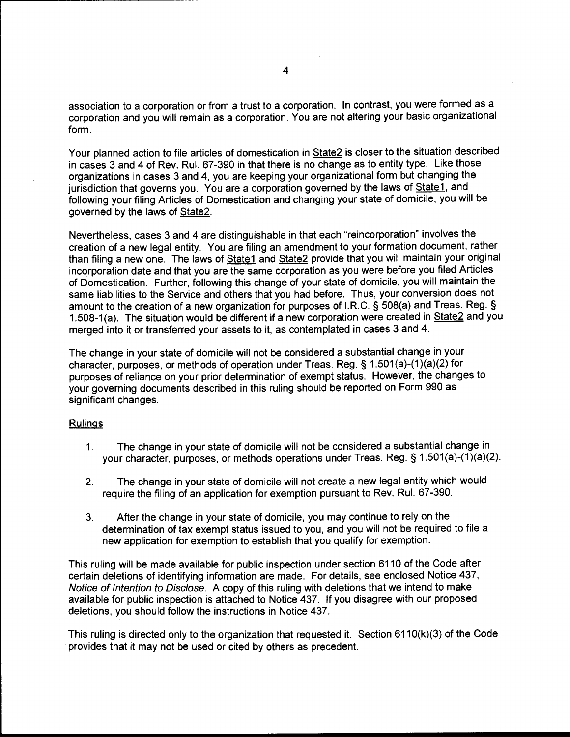association to a corporation or from a trust to a corporation. In contrast, you were formed as a corporation and you will remain as a corporation. You are not altering your basic organizational form.

Your planned action to file articles of domestication in State2 is closer to the situation described in cases 3 and 4 of Rev. Rul. 67-390 in that there is no change as to entity type. Like those organizations in cases 3 and 4, you are keeping your organizational form but changing the jurisdiction that governs you. You are a corporation governed by the laws of State1, and following your filing Articles of Domestication and changing your state of domicile, you will be governed by the laws of State2.

Nevertheless, cases 3 and 4 are distinguishable in that each "reincorporation" involves the creation of a new legal entity. You are filing an amendment to your formation document, rather than filing a new one. The laws of State1 and State2 provide that you will maintain your original incorporation date and that you are the same corporation as you were before you filed Articles of Domestication. Further, following this change of your state of domicile, you will maintain the same liabilities to the Service and others that you had before. Thus, your conversion does not amount to the creation of a new organization for purposes of I.R.C. § 508(a) and Treas. Reg. § 1.508-1(a). The situation would be different if a new corporation were created in State2 and you merged into it or transferred your assets to it, as contemplated in cases 3 and 4.

The change in your state of domicile will not be considered a substantial change in your character, purposes, or methods of operation under Treas. Reg. § 1.501(a)-(1)(a)(2) for purposes of reliance on your prior determination of exempt status. However, the changes to your governing documents described in this ruling should be reported on Form 990 as significant changes.

## Rulings

1. The change in your state of domicile will not be considered a substantial change in your character, purposes, or methods operations under Treas. Reg. § 1.501(a)-(1)(a)(2).

2. The change in your state of domicile will not create a new legal entity which would require the filing of an application for exemption pursuant to Rev. Rul. 67-390.

3. After the change in your state of domicile, you may continue to rely on the determination of tax exempt status issued to you, and you will not be required to file a new application for exemption to establish that you qualify for exemption.

This ruling will be made available for public inspection under section 6110 of the Code after certain deletions of identifying information are made. For details, see enclosed Notice 437, *Notice of Intention to Disclose*. A copy of this ruling with deletions that we intend to make available for public inspection is attached to Notice 437. If you disagree with our proposed deletions, you should follow the instructions in Notice 437.

This ruling is directed only to the organization that requested it. Section 6110(k)(3) of the Code provides that it may not be used or cited by others as precedent.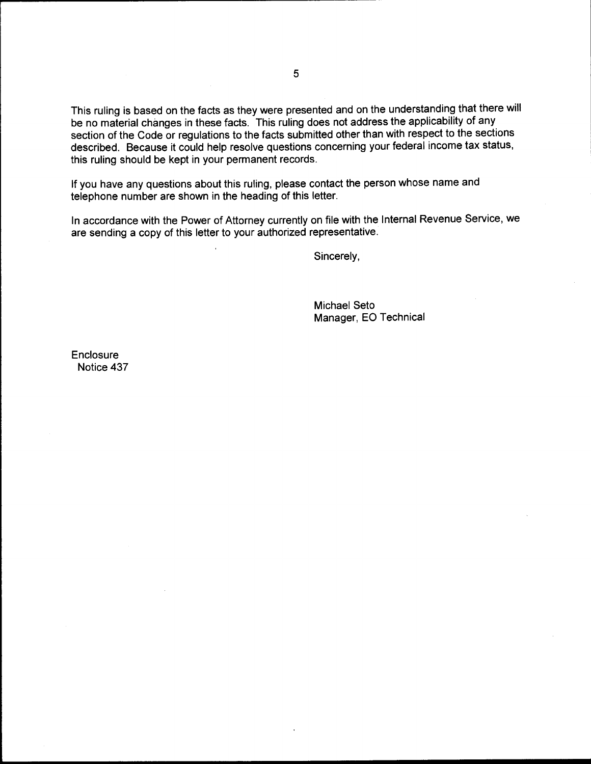This ruling is based on the facts as they were presented and on the understanding that there will be no material changes in these facts. This ruling does not address the applicability of any section of the Code or regulations to the facts submitted other than with respect to the sections described. Because it could help resolve questions concerning your federal income tax status, this ruling should be kept in your permanent records.

If you have any questions about this ruling, please contact the person whose name and telephone number are shown in the heading of this letter.

In accordance with the Power of Attorney currently on file with the Internal Revenue Service, we are sending a copy of this letter to your authorized representative.

Sincerely,

Michael Seto
Manager, EO Technical

Enclosure
Notice 437